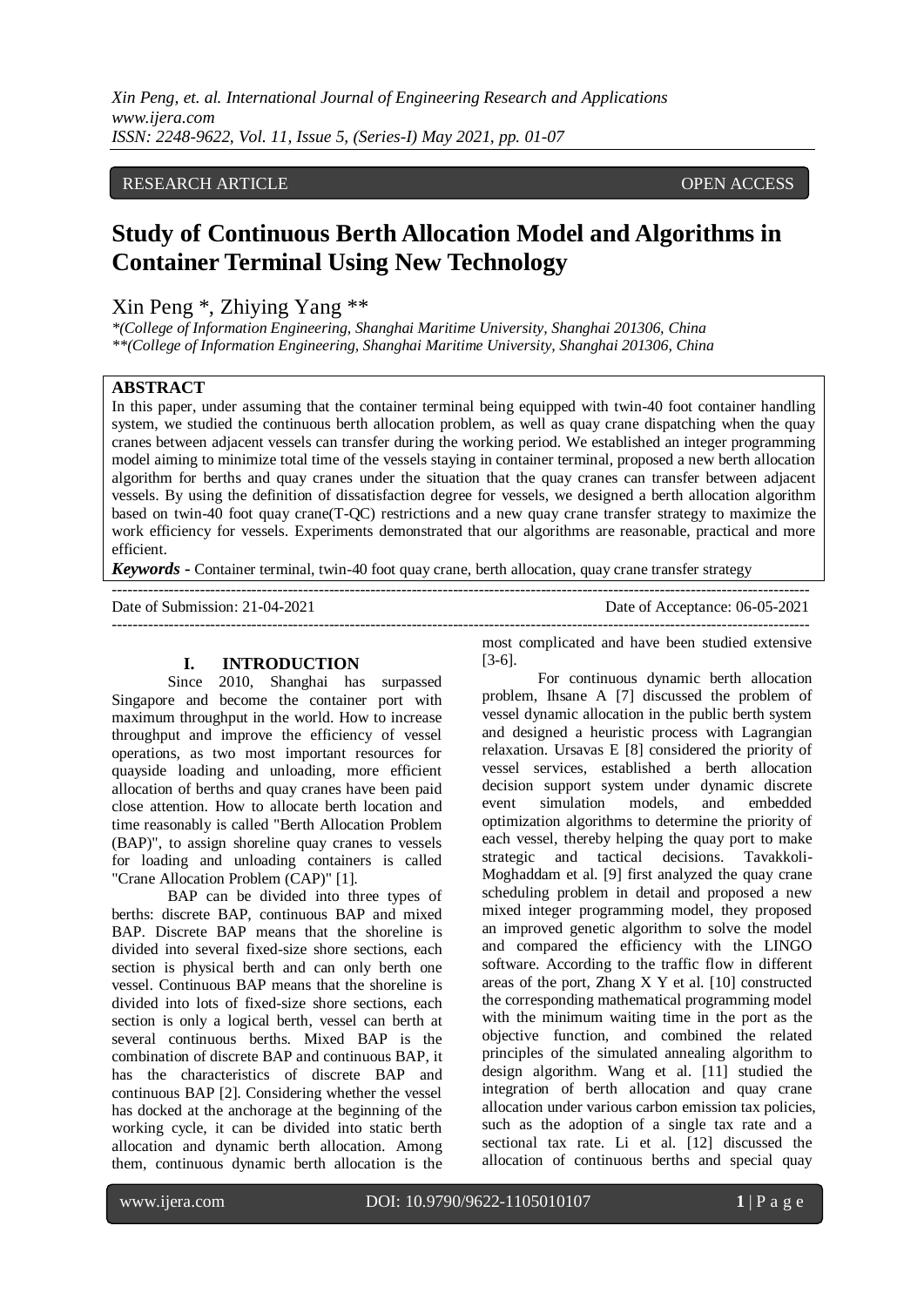RESEARCH ARTICLE OPEN ACCESS

# Study of Continuous Berth Allocation Model and Algorithms in Container Terminal Using New Technology

Xin Peng *, Zhiying Yang **

*(College of Information Engineering, Shanghai Maritime University, Shanghai 201306, China
**(College of Information Engineering, Shanghai Maritime University, Shanghai 201306, China

## ABSTRACT

In this paper, under assuming that the container terminal being equipped with twin-40 foot container handling system, we studied the continuous berth allocation problem, as well as quay crane dispatching when the quay cranes between adjacent vessels can transfer during the working period. We established an integer programming model aiming to minimize total time of the vessels staying in container terminal, proposed a new berth allocation algorithm for berths and quay cranes under the situation that the quay cranes can transfer between adjacent vessels. By using the definition of dissatisfaction degree for vessels, we designed a berth allocation algorithm based on twin-40 foot quay crane(T-QC) restrictions and a new quay crane transfer strategy to maximize the work efficiency for vessels. Experiments demonstrated that our algorithms are reasonable, practical and more efficient.

***Keywords*** **-** Container terminal, twin-40 foot quay crane, berth allocation, quay crane transfer strategy

Date of Submission: 21-04-2021 Date of Acceptance: 06-05-2021

## I. INTRODUCTION

Since 2010, Shanghai has surpassed Singapore and become the container port with maximum throughput in the world. How to increase throughput and improve the efficiency of vessel operations, as two most important resources for quayside loading and unloading, more efficient allocation of berths and quay cranes have been paid close attention. How to allocate berth location and time reasonably is called "Berth Allocation Problem (BAP)", to assign shoreline quay cranes to vessels for loading and unloading containers is called "Crane Allocation Problem (CAP)" [1].

BAP can be divided into three types of berths: discrete BAP, continuous BAP and mixed BAP. Discrete BAP means that the shoreline is divided into several fixed-size shore sections, each section is physical berth and can only berth one vessel. Continuous BAP means that the shoreline is divided into lots of fixed-size shore sections, each section is only a logical berth, vessel can berth at several continuous berths. Mixed BAP is the combination of discrete BAP and continuous BAP, it has the characteristics of discrete BAP and continuous BAP [2]. Considering whether the vessel has docked at the anchorage at the beginning of the working cycle, it can be divided into static berth allocation and dynamic berth allocation. Among them, continuous dynamic berth allocation is the most complicated and have been studied extensive [3-6].

For continuous dynamic berth allocation problem, Ihsane A [7] discussed the problem of vessel dynamic allocation in the public berth system and designed a heuristic process with Lagrangian relaxation. Ursavas E [8] considered the priority of vessel services, established a berth allocation decision support system under dynamic discrete event simulation models, and embedded optimization algorithms to determine the priority of each vessel, thereby helping the quay port to make strategic and tactical decisions. Tavakkoli-Moghaddam et al. [9] first analyzed the quay crane scheduling problem in detail and proposed a new mixed integer programming model, they proposed an improved genetic algorithm to solve the model and compared the efficiency with the LINGO software. According to the traffic flow in different areas of the port, Zhang X Y et al. [10] constructed the corresponding mathematical programming model with the minimum waiting time in the port as the objective function, and combined the related principles of the simulated annealing algorithm to design algorithm. Wang et al. [11] studied the integration of berth allocation and quay crane allocation under various carbon emission tax policies, such as the adoption of a single tax rate and a sectional tax rate. Li et al. [12] discussed the allocation of continuous berths and special quay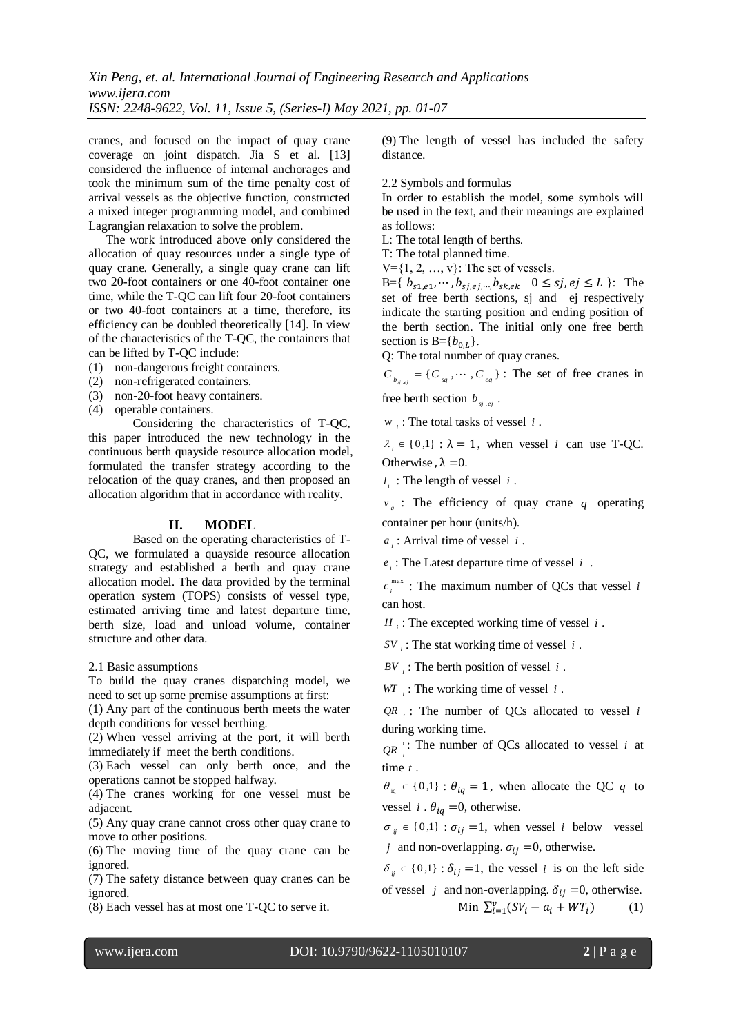cranes, and focused on the impact of quay crane coverage on joint dispatch. Jia S et al. [13] considered the influence of internal anchorages and took the minimum sum of the time penalty cost of arrival vessels as the objective function, constructed a mixed integer programming model, and combined Lagrangian relaxation to solve the problem.

The work introduced above only considered the allocation of quay resources under a single type of quay crane. Generally, a single quay crane can lift two 20-foot containers or one 40-foot container one time, while the T-QC can lift four 20-foot containers or two 40-foot containers at a time, therefore, its efficiency can be doubled theoretically [14]. In view of the characteristics of the T-QC, the containers that can be lifted by T-QC include:

(1) non-dangerous freight containers.
(2) non-refrigerated containers.
(3) non-20-foot heavy containers.
(4) operable containers.

Considering the characteristics of T-QC, this paper introduced the new technology in the continuous berth quayside resource allocation model, formulated the transfer strategy according to the relocation of the quay cranes, and then proposed an allocation algorithm that in accordance with reality.

## II. MODEL

Based on the operating characteristics of T-QC, we formulated a quayside resource allocation strategy and established a berth and quay crane allocation model. The data provided by the terminal operation system (TOPS) consists of vessel type, estimated arriving time and latest departure time, berth size, load and unload volume, container structure and other data.

### 2.1 Basic assumptions

To build the quay cranes dispatching model, we need to set up some premise assumptions at first:

(1) Any part of the continuous berth meets the water depth conditions for vessel berthing.
(2) When vessel arriving at the port, it will berth immediately if meet the berth conditions.
(3) Each vessel can only berth once, and the operations cannot be stopped halfway.
(4) The cranes working for one vessel must be adjacent.
(5) Any quay crane cannot cross other quay crane to move to other positions.
(6) The moving time of the quay crane can be ignored.
(7) The safety distance between quay cranes can be ignored.
(8) Each vessel has at most one T-QC to serve it.
(9) The length of vessel has included the safety distance.

### 2.2 Symbols and formulas

In order to establish the model, some symbols will be used in the text, and their meanings are explained as follows:

L: The total length of berths.

T: The total planned time.

V={1, 2, …, v}: The set of vessels.

B={ $b_{s1,e1}, \cdots, b_{sj,ej,\cdots,} b_{sk,ek}$ $\quad 0 \le sj, ej \le L$ }: The set of free berth sections, sj and ej respectively indicate the starting position and ending position of the berth section. The initial only one free berth section is B={$b_{0,L}$}.

Q: The total number of quay cranes.

$C_{b_{sj,ej}} = \{C_{sq}, \cdots, C_{eq}\}$ : The set of free cranes in free berth section $b_{sj,ej}$ .

$w_i$ : The total tasks of vessel $i$ .

$\lambda_i \in \{0,1\}$ : $\lambda = 1$, when vessel $i$ can use T-QC. Otherwise, $\lambda = 0$.

$l_i$ : The length of vessel $i$ .

$v_q$ : The efficiency of quay crane $q$ operating container per hour (units/h).

$a_i$ : Arrival time of vessel $i$ .

$e_i$ : The Latest departure time of vessel $i$ .

$c_i^{\max}$ : The maximum number of QCs that vessel $i$ can host.

$H_i$ : The excepted working time of vessel $i$ .

$SV_i$ : The stat working time of vessel $i$ .

$BV_i$ : The berth position of vessel $i$ .

$WT_i$ : The working time of vessel $i$ .

$QR_i$ : The number of QCs allocated to vessel $i$ during working time.

$QR_i^t$ : The number of QCs allocated to vessel $i$ at time $t$ .

$\theta_{iq} \in \{0,1\}$ : $\theta_{iq} = 1$, when allocate the QC $q$ to vessel $i$ . $\theta_{iq} = 0$, otherwise.

$\sigma_{ij} \in \{0,1\}$ : $\sigma_{ij} = 1$, when vessel $i$ below vessel $j$ and non-overlapping. $\sigma_{ij} = 0$, otherwise.

$\delta_{ij} \in \{0,1\}$ : $\delta_{ij} = 1$, the vessel $i$ is on the left side of vessel $j$ and non-overlapping. $\delta_{ij} = 0$, otherwise.

$$\text{Min } \sum_{i=1}^{v} (SV_i - a_i + WT_i) \qquad (1)$$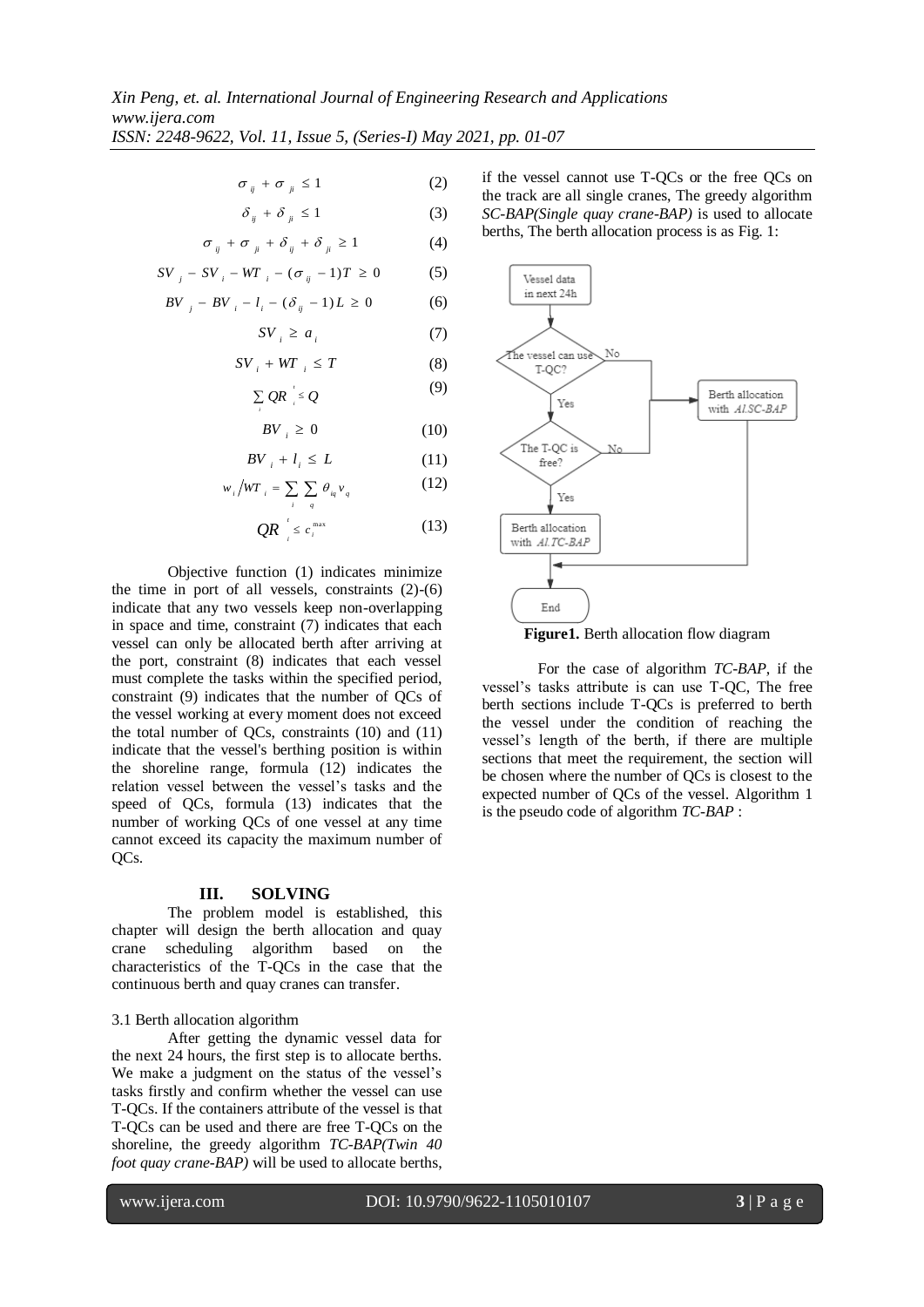$$\sigma_{ij} + \sigma_{ji} \leq 1 \tag{2}$$

$$\delta_{ij} + \delta_{ji} \leq 1 \tag{3}$$

$$\sigma_{ij} + \sigma_{ji} + \delta_{ij} + \delta_{ji} \geq 1 \tag{4}$$

$$SV_j - SV_i - WT_i - (\sigma_{ij} - 1)T \geq 0 \tag{5}$$

$$BV_j - BV_i - l_i - (\delta_{ij} - 1)L \geq 0 \tag{6}$$

$$SV_i \geq a_i \tag{7}$$

$$SV_i + WT_i \leq T \tag{8}$$

$$\sum_i QR_i^t \leq Q \tag{9}$$

$$BV_i \geq 0 \tag{10}$$

$$BV_i + l_i \leq L \tag{11}$$

$$w_i / WT_i = \sum_i \sum_q \theta_{iq} v_q \tag{12}$$

$$QR_i^t \leq c_i^{\max} \tag{13}$$

Objective function (1) indicates minimize the time in port of all vessels, constraints (2)-(6) indicate that any two vessels keep non-overlapping in space and time, constraint (7) indicates that each vessel can only be allocated berth after arriving at the port, constraint (8) indicates that each vessel must complete the tasks within the specified period, constraint (9) indicates that the number of QCs of the vessel working at every moment does not exceed the total number of QCs, constraints (10) and (11) indicate that the vessel's berthing position is within the shoreline range, formula (12) indicates the relation vessel between the vessel's tasks and the speed of QCs, formula (13) indicates that the number of working QCs of one vessel at any time cannot exceed its capacity the maximum number of QCs.

## III. SOLVING

The problem model is established, this chapter will design the berth allocation and quay crane scheduling algorithm based on the characteristics of the T-QCs in the case that the continuous berth and quay cranes can transfer.

### 3.1 Berth allocation algorithm

After getting the dynamic vessel data for the next 24 hours, the first step is to allocate berths. We make a judgment on the status of the vessel's tasks firstly and confirm whether the vessel can use T-QCs. If the containers attribute of the vessel is that T-QCs can be used and there are free T-QCs on the shoreline, the greedy algorithm *TC-BAP(Twin 40 foot quay crane-BAP)* will be used to allocate berths, if the vessel cannot use T-QCs or the free QCs on the track are all single cranes, The greedy algorithm *SC-BAP(Single quay crane-BAP)* is used to allocate berths, The berth allocation process is as Fig. 1:

Vessel data in next 24h → The vessel can use T-QC? (No → Berth allocation with *Al.SC-BAP*; Yes →) The T-QC is free? (No → Berth allocation with *Al.SC-BAP*; Yes → Berth allocation with *Al.TC-BAP*) → End

**Figure1.** Berth allocation flow diagram

For the case of algorithm *TC-BAP*, if the vessel's tasks attribute is can use T-QC, The free berth sections include T-QCs is preferred to berth the vessel under the condition of reaching the vessel's length of the berth, if there are multiple sections that meet the requirement, the section will be chosen where the number of QCs is closest to the expected number of QCs of the vessel. Algorithm 1 is the pseudo code of algorithm *TC-BAP* :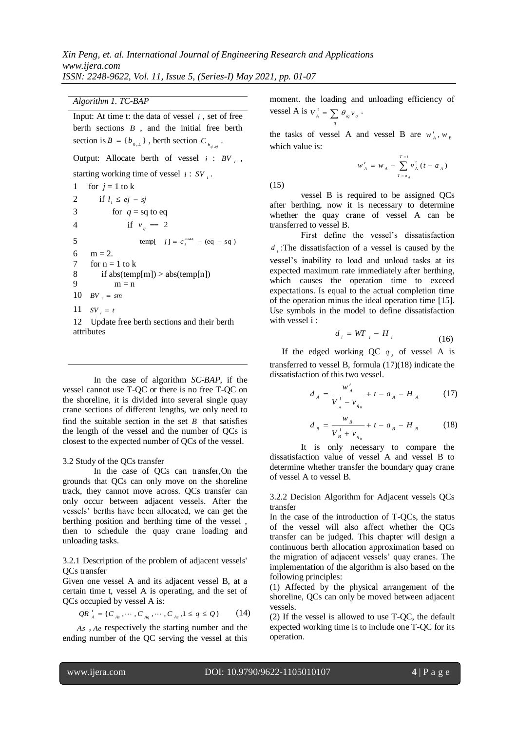*Algorithm 1. TC-BAP*

Input: At time t: the data of vessel $i$, set of free berth sections $B$, and the initial free berth section is $B = \{b_{0,L}\}$, berth section $C_{b_{sj,ej}}$.

Output: Allocate berth of vessel $i$ : $BV_i$, starting working time of vessel $i$ : $SV_i$.

```
1    for j = 1 to k
2        if l_i ≤ ej − sj
3            for q = sq to eq
4                if v_q == 2
5                    temp[ j ] = c_i^max − (eq − sq)
6    m = 2.
7    for n = 1 to k
8        if abs(temp[m]) > abs(temp[n])
9            m = n
10   BV_i = sm
11   SV_i = t
12   Update free berth sections and their berth attributes
```

In the case of algorithm *SC-BAP*, if the vessel cannot use T-QC or there is no free T-QC on the shoreline, it is divided into several single quay crane sections of different lengths, we only need to find the suitable section in the set $B$ that satisfies the length of the vessel and the number of QCs is closest to the expected number of QCs of the vessel.

3.2 Study of the QCs transfer

In the case of QCs can transfer,On the grounds that QCs can only move on the shoreline track, they cannot move across. QCs transfer can only occur between adjacent vessels. After the vessels' berths have been allocated, we can get the berthing position and berthing time of the vessel , then to schedule the quay crane loading and unloading tasks.

3.2.1 Description of the problem of adjacent vessels' QCs transfer

Given one vessel A and its adjacent vessel B, at a certain time t, vessel A is operating, and the set of QCs occupied by vessel A is:

$$QR_A^t = \{C_{As}, \cdots, C_{Aq}, \cdots, C_{Ae}, 1 \le q \le Q\} \tag{14}$$

$As$ , $Ae$ respectively the starting number and the ending number of the QC serving the vessel at this moment. the loading and unloading efficiency of vessel A is $V_A^t = \sum_q \theta_{iq} v_q$ .

the tasks of vessel A and vessel B are $w'_A, w_B$ which value is:

$$w'_A = w_A - \sum_{T=a_A}^{T=t} v_A^t (t - a_A) \tag{15}$$

vessel B is required to be assigned QCs after berthing, now it is necessary to determine whether the quay crane of vessel A can be transferred to vessel B.

First define the vessel's dissatisfaction $d_i$ :The dissatisfaction of a vessel is caused by the vessel's inability to load and unload tasks at its expected maximum rate immediately after berthing, which causes the operation time to exceed expectations. Is equal to the actual completion time of the operation minus the ideal operation time [15]. Use symbols in the model to define dissatisfaction with vessel i :

$$d_i = WT_i - H_i \tag{16}$$

If the edged working QC $q_0$ of vessel A is transferred to vessel B, formula (17)(18) indicate the dissatisfaction of this two vessel.

$$d_A = \frac{w'_A}{V_A^t - v_{q_0}} + t - a_A - H_A \tag{17}$$

$$d_B = \frac{w_B}{V_B^t + v_{q_0}} + t - a_B - H_B \tag{18}$$

It is only necessary to compare the dissatisfaction value of vessel A and vessel B to determine whether transfer the boundary quay crane of vessel A to vessel B.

3.2.2 Decision Algorithm for Adjacent vessels QCs transfer

In the case of the introduction of T-QCs, the status of the vessel will also affect whether the QCs transfer can be judged. This chapter will design a continuous berth allocation approximation based on the migration of adjacent vessels' quay cranes. The implementation of the algorithm is also based on the following principles:

(1) Affected by the physical arrangement of the shoreline, QCs can only be moved between adjacent vessels.

(2) If the vessel is allowed to use T-QC, the default expected working time is to include one T-QC for its operation.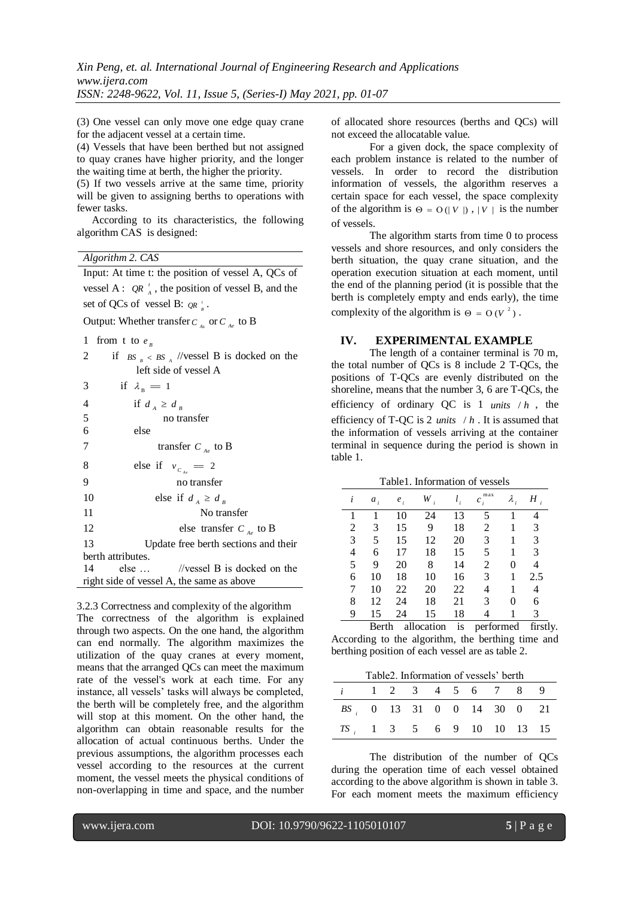(3) One vessel can only move one edge quay crane for the adjacent vessel at a certain time.

(4) Vessels that have been berthed but not assigned to quay cranes have higher priority, and the longer the waiting time at berth, the higher the priority.

(5) If two vessels arrive at the same time, priority will be given to assigning berths to operations with fewer tasks.

According to its characteristics, the following algorithm CAS is designed:

*Algorithm 2. CAS*

Input: At time t: the position of vessel A, QCs of vessel A : $QR_A^t$, the position of vessel B, and the set of QCs of vessel B: $QR_B^t$.

Output: Whether transfer $C_{As}$ or $C_{Ae}$ to B

```
1  from t to e_B
2     if BS_B < BS_A  //vessel B is docked on the left side of vessel A
3        if λ_B == 1
4           if d_A ≥ d_B
5              no transfer
6           else
7              transfer C_Ae to B
8        else if v_{C_Ae} == 2
9              no transfer
10          else if d_A ≥ d_B
11             No transfer
12          else transfer C_Ae to B
13       Update free berth sections and their berth attributes.
14    else …    //vessel B is docked on the right side of vessel A, the same as above
```

3.2.3 Correctness and complexity of the algorithm

The correctness of the algorithm is explained through two aspects. On the one hand, the algorithm can end normally. The algorithm maximizes the utilization of the quay cranes at every moment, means that the arranged QCs can meet the maximum rate of the vessel's work at each time. For any instance, all vessels' tasks will always be completed, the berth will be completely free, and the algorithm will stop at this moment. On the other hand, the algorithm can obtain reasonable results for the allocation of actual continuous berths. Under the previous assumptions, the algorithm processes each vessel according to the resources at the current moment, the vessel meets the physical conditions of non-overlapping in time and space, and the number of allocated shore resources (berths and QCs) will not exceed the allocatable value.

For a given dock, the space complexity of each problem instance is related to the number of vessels. In order to record the distribution information of vessels, the algorithm reserves a certain space for each vessel, the space complexity of the algorithm is $\Theta = O(|V|)$, $|V|$ is the number of vessels.

The algorithm starts from time 0 to process vessels and shore resources, and only considers the berth situation, the quay crane situation, and the operation execution situation at each moment, until the end of the planning period (it is possible that the berth is completely empty and ends early), the time complexity of the algorithm is $\Theta = O(V^2)$.

## IV. EXPERIMENTAL EXAMPLE

The length of a container terminal is 70 m, the total number of QCs is 8 include 2 T-QCs, the positions of T-QCs are evenly distributed on the shoreline, means that the number 3, 6 are T-QCs, the efficiency of ordinary QC is 1 $units\ /h$, the efficiency of T-QC is 2 $units\ /h$. It is assumed that the information of vessels arriving at the container terminal in sequence during the period is shown in table 1.

Table1. Information of vessels

| $i$ | $a_i$ | $e_i$ | $W_i$ | $l_i$ | $c_i^{max}$ | $\lambda_i$ | $H_i$ |
|---|---|---|---|---|---|---|---|
| 1 | 1 | 10 | 24 | 13 | 5 | 1 | 4 |
| 2 | 3 | 15 | 9 | 18 | 2 | 1 | 3 |
| 3 | 5 | 15 | 12 | 20 | 3 | 1 | 3 |
| 4 | 6 | 17 | 18 | 15 | 5 | 1 | 3 |
| 5 | 9 | 20 | 8 | 14 | 2 | 0 | 4 |
| 6 | 10 | 18 | 10 | 16 | 3 | 1 | 2.5 |
| 7 | 10 | 22 | 20 | 22 | 4 | 1 | 4 |
| 8 | 12 | 24 | 18 | 21 | 3 | 0 | 6 |
| 9 | 15 | 24 | 15 | 18 | 4 | 1 | 3 |

Berth allocation is performed firstly. According to the algorithm, the berthing time and berthing position of each vessel are as table 2.

Table2. Information of vessels' berth

| $i$ | 1 | 2 | 3 | 4 | 5 | 6 | 7 | 8 | 9 |
|---|---|---|---|---|---|---|---|---|---|
| $BS_i$ | 0 | 13 | 31 | 0 | 0 | 14 | 30 | 0 | 21 |
| $TS_i$ | 1 | 3 | 5 | 6 | 9 | 10 | 10 | 13 | 15 |

The distribution of the number of QCs during the operation time of each vessel obtained according to the above algorithm is shown in table 3. For each moment meets the maximum efficiency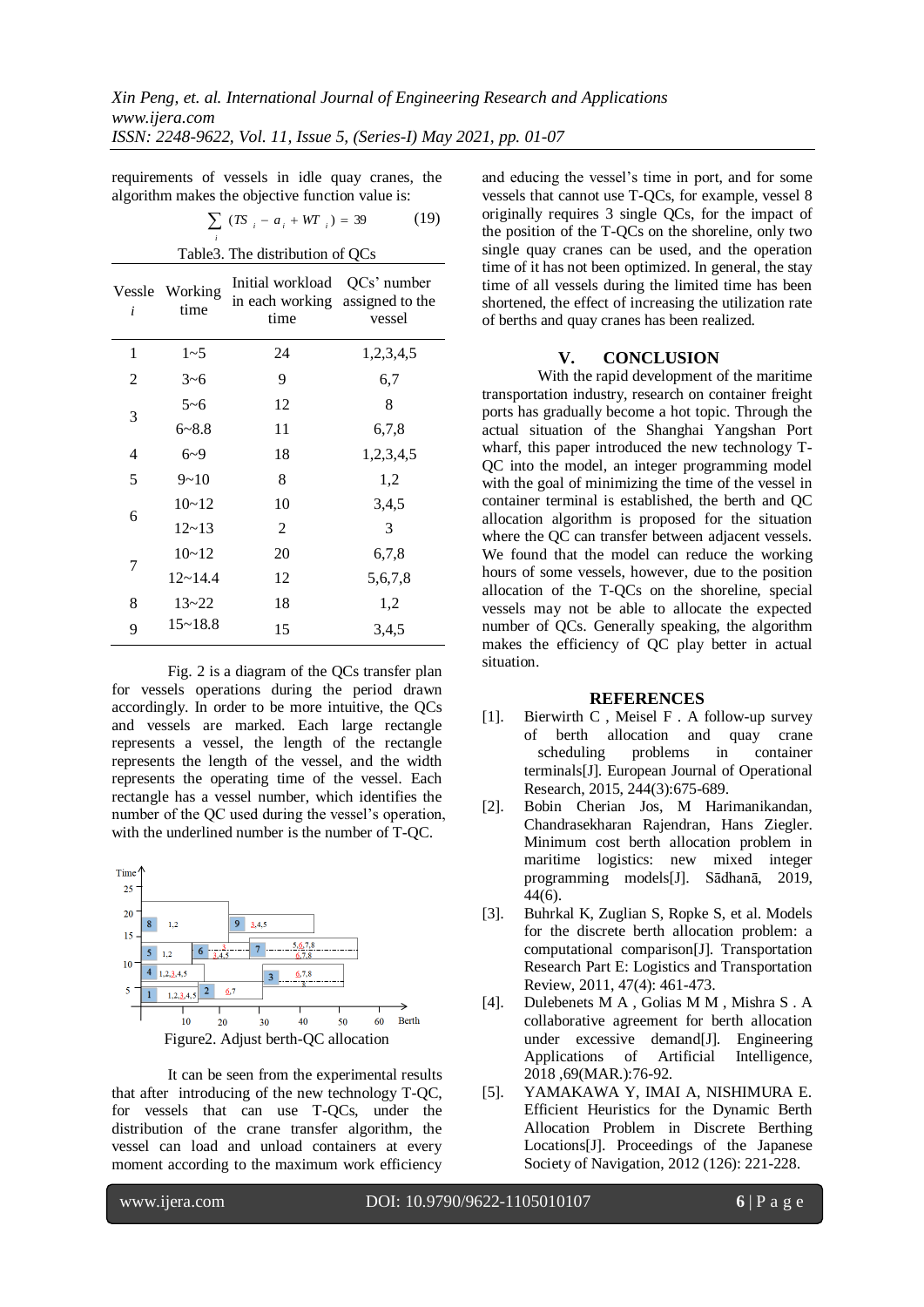requirements of vessels in idle quay cranes, the algorithm makes the objective function value is:

$$\sum_i (TS_i - a_i + WT_i) = 39 \quad (19)$$

Table3. The distribution of QCs

| Vessle $i$ | Working time | Initial workload in each working time | QCs' number assigned to the vessel |
|---|---|---|---|
| 1 | 1~5 | 24 | 1,2,3,4,5 |
| 2 | 3~6 | 9 | 6,7 |
| 3 | 5~6 | 12 | 8 |
| | 6~8.8 | 11 | 6,7,8 |
| 4 | 6~9 | 18 | 1,2,3,4,5 |
| 5 | 9~10 | 8 | 1,2 |
| 6 | 10~12 | 10 | 3,4,5 |
| | 12~13 | 2 | 3 |
| 7 | 10~12 | 20 | 6,7,8 |
| | 12~14.4 | 12 | 5,6,7,8 |
| 8 | 13~22 | 18 | 1,2 |
| 9 | 15~18.8 | 15 | 3,4,5 |

Fig. 2 is a diagram of the QCs transfer plan for vessels operations during the period drawn accordingly. In order to be more intuitive, the QCs and vessels are marked. Each large rectangle represents a vessel, the length of the rectangle represents the length of the vessel, and the width represents the operating time of the vessel. Each rectangle has a vessel number, which identifies the number of the QC used during the vessel's operation, with the underlined number is the number of T-QC.

Figure2. Adjust berth-QC allocation

It can be seen from the experimental results that after introducing of the new technology T-QC, for vessels that can use T-QCs, under the distribution of the crane transfer algorithm, the vessel can load and unload containers at every moment according to the maximum work efficiency and educing the vessel's time in port, and for some vessels that cannot use T-QCs, for example, vessel 8 originally requires 3 single QCs, for the impact of the position of the T-QCs on the shoreline, only two single quay cranes can be used, and the operation time of it has not been optimized. In general, the stay time of all vessels during the limited time has been shortened, the effect of increasing the utilization rate of berths and quay cranes has been realized.

## V. CONCLUSION

With the rapid development of the maritime transportation industry, research on container freight ports has gradually become a hot topic. Through the actual situation of the Shanghai Yangshan Port wharf, this paper introduced the new technology T-QC into the model, an integer programming model with the goal of minimizing the time of the vessel in container terminal is established, the berth and QC allocation algorithm is proposed for the situation where the QC can transfer between adjacent vessels. We found that the model can reduce the working hours of some vessels, however, due to the position allocation of the T-QCs on the shoreline, special vessels may not be able to allocate the expected number of QCs. Generally speaking, the algorithm makes the efficiency of QC play better in actual situation.

## REFERENCES

[1]. Bierwirth C , Meisel F . A follow-up survey of berth allocation and quay crane scheduling problems in container terminals[J]. European Journal of Operational Research, 2015, 244(3):675-689.

[2]. Bobin Cherian Jos, M Harimanikandan, Chandrasekharan Rajendran, Hans Ziegler. Minimum cost berth allocation problem in maritime logistics: new mixed integer programming models[J]. Sādhanā, 2019, 44(6).

[3]. Buhrkal K, Zuglian S, Ropke S, et al. Models for the discrete berth allocation problem: a computational comparison[J]. Transportation Research Part E: Logistics and Transportation Review, 2011, 47(4): 461-473.

[4]. Dulebenets M A , Golias M M , Mishra S . A collaborative agreement for berth allocation under excessive demand[J]. Engineering Applications of Artificial Intelligence, 2018 ,69(MAR.):76-92.

[5]. YAMAKAWA Y, IMAI A, NISHIMURA E. Efficient Heuristics for the Dynamic Berth Allocation Problem in Discrete Berthing Locations[J]. Proceedings of the Japanese Society of Navigation, 2012 (126): 221-228.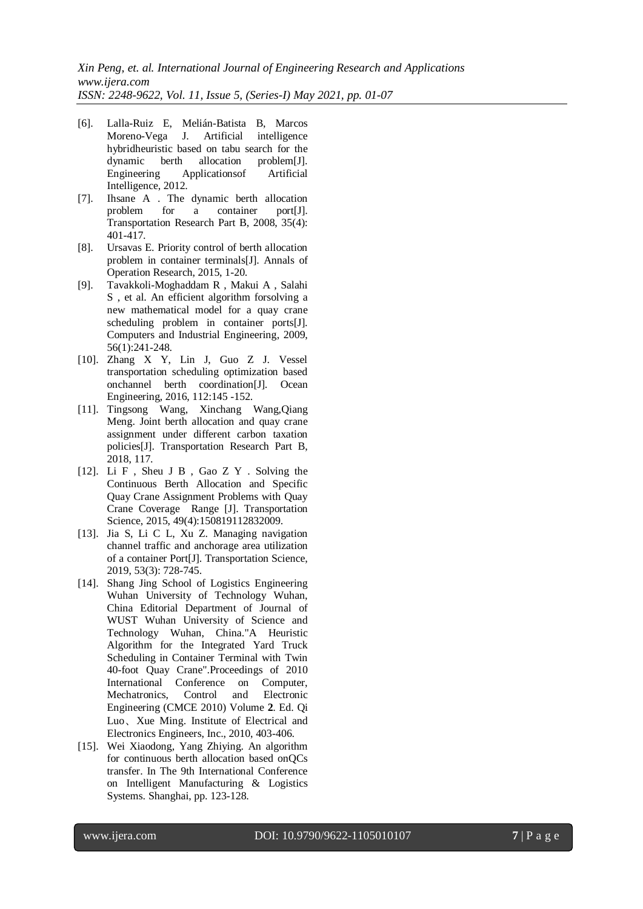[6]. Lalla-Ruiz E, Melián-Batista B, Marcos Moreno-Vega J. Artificial intelligence hybridheuristic based on tabu search for the dynamic berth allocation problem[J]. Engineering Applicationsof Artificial Intelligence, 2012.

[7]. Ihsane A . The dynamic berth allocation problem for a container port[J]. Transportation Research Part B, 2008, 35(4): 401-417.

[8]. Ursavas E. Priority control of berth allocation problem in container terminals[J]. Annals of Operation Research, 2015, 1-20.

[9]. Tavakkoli-Moghaddam R , Makui A , Salahi S , et al. An efficient algorithm forsolving a new mathematical model for a quay crane scheduling problem in container ports[J]. Computers and Industrial Engineering, 2009, 56(1):241-248.

[10]. Zhang X Y, Lin J, Guo Z J. Vessel transportation scheduling optimization based onchannel berth coordination[J]. Ocean Engineering, 2016, 112:145 -152.

[11]. Tingsong Wang, Xinchang Wang,Qiang Meng. Joint berth allocation and quay crane assignment under different carbon taxation policies[J]. Transportation Research Part B, 2018, 117.

[12]. Li F , Sheu J B , Gao Z Y . Solving the Continuous Berth Allocation and Specific Quay Crane Assignment Problems with Quay Crane Coverage Range [J]. Transportation Science, 2015, 49(4):150819112832009.

[13]. Jia S, Li C L, Xu Z. Managing navigation channel traffic and anchorage area utilization of a container Port[J]. Transportation Science, 2019, 53(3): 728-745.

[14]. Shang Jing School of Logistics Engineering Wuhan University of Technology Wuhan, China Editorial Department of Journal of WUST Wuhan University of Science and Technology Wuhan, China."A Heuristic Algorithm for the Integrated Yard Truck Scheduling in Container Terminal with Twin 40-foot Quay Crane".Proceedings of 2010 International Conference on Computer, Mechatronics, Control and Electronic Engineering (CMCE 2010) Volume **2**. Ed. Qi Luo、Xue Ming. Institute of Electrical and Electronics Engineers, Inc., 2010, 403-406.

[15]. Wei Xiaodong, Yang Zhiying. An algorithm for continuous berth allocation based onQCs transfer. In The 9th International Conference on Intelligent Manufacturing & Logistics Systems. Shanghai, pp. 123-128.